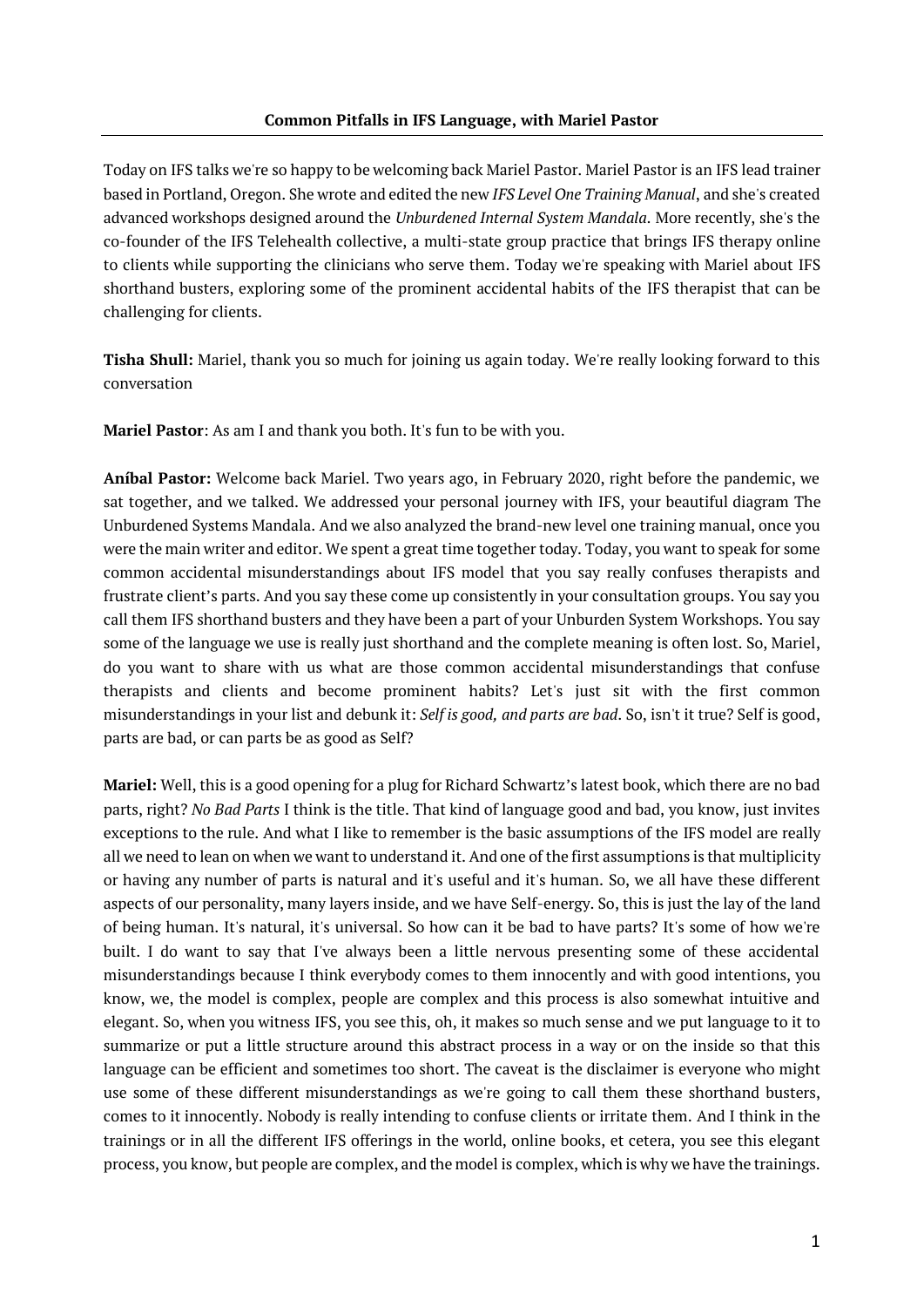# Common Pitfalls in IFS Language, with Mariel Pastor

Today on IFS talks we're so happy to be welcoming back Mariel Pastor. Mariel Pastor is an IFS lead trainer based in Portland, Oregon. She wrote and edited the new *IFS Level One Training Manual*, and she's created advanced workshops designed around the *Unburdened Internal System Mandala*. More recently, she's the co-founder of the IFS Telehealth collective, a multi-state group practice that brings IFS therapy online to clients while supporting the clinicians who serve them. Today we're speaking with Mariel about IFS shorthand busters, exploring some of the prominent accidental habits of the IFS therapist that can be challenging for clients.

**Tisha Shull:** Mariel, thank you so much for joining us again today. We're really looking forward to this conversation

**Mariel Pastor**: As am I and thank you both. It's fun to be with you.

**Aníbal Pastor:** Welcome back Mariel. Two years ago, in February 2020, right before the pandemic, we sat together, and we talked. We addressed your personal journey with IFS, your beautiful diagram The Unburdened Systems Mandala. And we also analyzed the brand-new level one training manual, once you were the main writer and editor. We spent a great time together today. Today, you want to speak for some common accidental misunderstandings about IFS model that you say really confuses therapists and frustrate client's parts. And you say these come up consistently in your consultation groups. You say you call them IFS shorthand busters and they have been a part of your Unburden System Workshops. You say some of the language we use is really just shorthand and the complete meaning is often lost. So, Mariel, do you want to share with us what are those common accidental misunderstandings that confuse therapists and clients and become prominent habits? Let's just sit with the first common misunderstandings in your list and debunk it: *Self is good, and parts are bad*. So, isn't it true? Self is good, parts are bad, or can parts be as good as Self?

**Mariel:** Well, this is a good opening for a plug for Richard Schwartz's latest book, which there are no bad parts, right? *No Bad Parts* I think is the title. That kind of language good and bad, you know, just invites exceptions to the rule. And what I like to remember is the basic assumptions of the IFS model are really all we need to lean on when we want to understand it. And one of the first assumptions is that multiplicity or having any number of parts is natural and it's useful and it's human. So, we all have these different aspects of our personality, many layers inside, and we have Self-energy. So, this is just the lay of the land of being human. It's natural, it's universal. So how can it be bad to have parts? It's some of how we're built. I do want to say that I've always been a little nervous presenting some of these accidental misunderstandings because I think everybody comes to them innocently and with good intentions, you know, we, the model is complex, people are complex and this process is also somewhat intuitive and elegant. So, when you witness IFS, you see this, oh, it makes so much sense and we put language to it to summarize or put a little structure around this abstract process in a way or on the inside so that this language can be efficient and sometimes too short. The caveat is the disclaimer is everyone who might use some of these different misunderstandings as we're going to call them these shorthand busters, comes to it innocently. Nobody is really intending to confuse clients or irritate them. And I think in the trainings or in all the different IFS offerings in the world, online books, et cetera, you see this elegant process, you know, but people are complex, and the model is complex, which is why we have the trainings.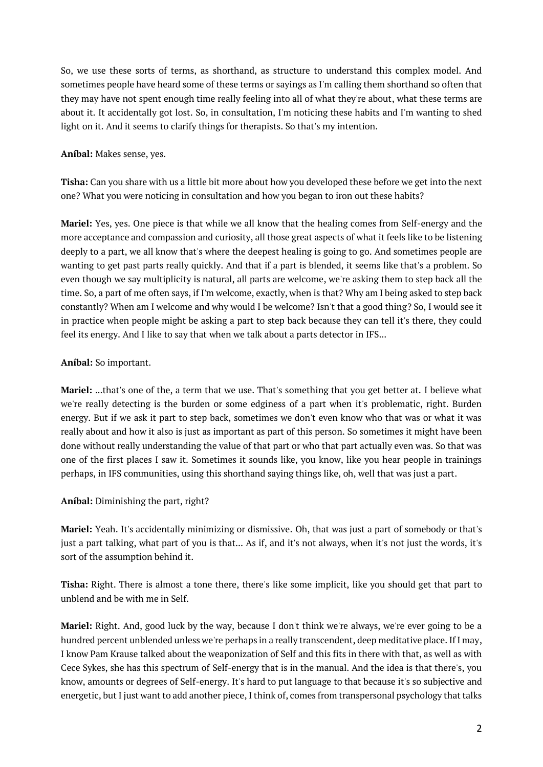So, we use these sorts of terms, as shorthand, as structure to understand this complex model. And sometimes people have heard some of these terms or sayings as I'm calling them shorthand so often that they may have not spent enough time really feeling into all of what they're about, what these terms are about it. It accidentally got lost. So, in consultation, I'm noticing these habits and I'm wanting to shed light on it. And it seems to clarify things for therapists. So that's my intention.

**Aníbal:** Makes sense, yes.

**Tisha:** Can you share with us a little bit more about how you developed these before we get into the next one? What you were noticing in consultation and how you began to iron out these habits?

**Mariel:** Yes, yes. One piece is that while we all know that the healing comes from Self-energy and the more acceptance and compassion and curiosity, all those great aspects of what it feels like to be listening deeply to a part, we all know that's where the deepest healing is going to go. And sometimes people are wanting to get past parts really quickly. And that if a part is blended, it seems like that's a problem. So even though we say multiplicity is natural, all parts are welcome, we're asking them to step back all the time. So, a part of me often says, if I'm welcome, exactly, when is that? Why am I being asked to step back constantly? When am I welcome and why would I be welcome? Isn't that a good thing? So, I would see it in practice when people might be asking a part to step back because they can tell it's there, they could feel its energy. And I like to say that when we talk about a parts detector in IFS...

**Aníbal:** So important.

**Mariel:** ...that's one of the, a term that we use. That's something that you get better at. I believe what we're really detecting is the burden or some edginess of a part when it's problematic, right. Burden energy. But if we ask it part to step back, sometimes we don't even know who that was or what it was really about and how it also is just as important as part of this person. So sometimes it might have been done without really understanding the value of that part or who that part actually even was. So that was one of the first places I saw it. Sometimes it sounds like, you know, like you hear people in trainings perhaps, in IFS communities, using this shorthand saying things like, oh, well that was just a part.

**Aníbal:** Diminishing the part, right?

**Mariel:** Yeah. It's accidentally minimizing or dismissive. Oh, that was just a part of somebody or that's just a part talking, what part of you is that... As if, and it's not always, when it's not just the words, it's sort of the assumption behind it.

**Tisha:** Right. There is almost a tone there, there's like some implicit, like you should get that part to unblend and be with me in Self.

**Mariel:** Right. And, good luck by the way, because I don't think we're always, we're ever going to be a hundred percent unblended unless we're perhaps in a really transcendent, deep meditative place. If I may, I know Pam Krause talked about the weaponization of Self and this fits in there with that, as well as with Cece Sykes, she has this spectrum of Self-energy that is in the manual. And the idea is that there's, you know, amounts or degrees of Self-energy. It's hard to put language to that because it's so subjective and energetic, but I just want to add another piece, I think of, comes from transpersonal psychology that talks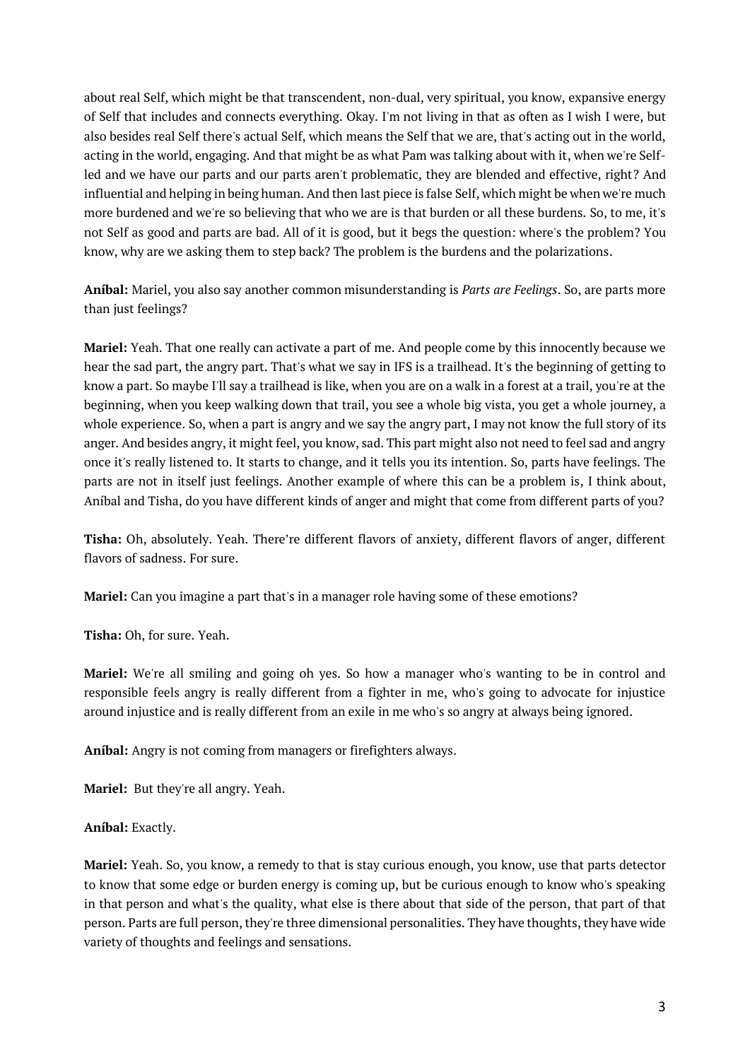about real Self, which might be that transcendent, non-dual, very spiritual, you know, expansive energy of Self that includes and connects everything. Okay. I'm not living in that as often as I wish I were, but also besides real Self there's actual Self, which means the Self that we are, that's acting out in the world, acting in the world, engaging. And that might be as what Pam was talking about with it, when we're Self-led and we have our parts and our parts aren't problematic, they are blended and effective, right? And influential and helping in being human. And then last piece is false Self, which might be when we're much more burdened and we're so believing that who we are is that burden or all these burdens. So, to me, it's not Self as good and parts are bad. All of it is good, but it begs the question: where's the problem? You know, why are we asking them to step back? The problem is the burdens and the polarizations.

**Aníbal:** Mariel, you also say another common misunderstanding is *Parts are Feelings*. So, are parts more than just feelings?

**Mariel:** Yeah. That one really can activate a part of me. And people come by this innocently because we hear the sad part, the angry part. That's what we say in IFS is a trailhead. It's the beginning of getting to know a part. So maybe I'll say a trailhead is like, when you are on a walk in a forest at a trail, you're at the beginning, when you keep walking down that trail, you see a whole big vista, you get a whole journey, a whole experience. So, when a part is angry and we say the angry part, I may not know the full story of its anger. And besides angry, it might feel, you know, sad. This part might also not need to feel sad and angry once it's really listened to. It starts to change, and it tells you its intention. So, parts have feelings. The parts are not in itself just feelings. Another example of where this can be a problem is, I think about, Aníbal and Tisha, do you have different kinds of anger and might that come from different parts of you?

**Tisha:** Oh, absolutely. Yeah. There're different flavors of anxiety, different flavors of anger, different flavors of sadness. For sure.

**Mariel:** Can you imagine a part that's in a manager role having some of these emotions?

**Tisha:** Oh, for sure. Yeah.

**Mariel:** We're all smiling and going oh yes. So how a manager who's wanting to be in control and responsible feels angry is really different from a fighter in me, who's going to advocate for injustice around injustice and is really different from an exile in me who's so angry at always being ignored.

**Aníbal:** Angry is not coming from managers or firefighters always.

**Mariel:** But they're all angry. Yeah.

**Aníbal:** Exactly.

**Mariel:** Yeah. So, you know, a remedy to that is stay curious enough, you know, use that parts detector to know that some edge or burden energy is coming up, but be curious enough to know who's speaking in that person and what's the quality, what else is there about that side of the person, that part of that person. Parts are full person, they're three dimensional personalities. They have thoughts, they have wide variety of thoughts and feelings and sensations.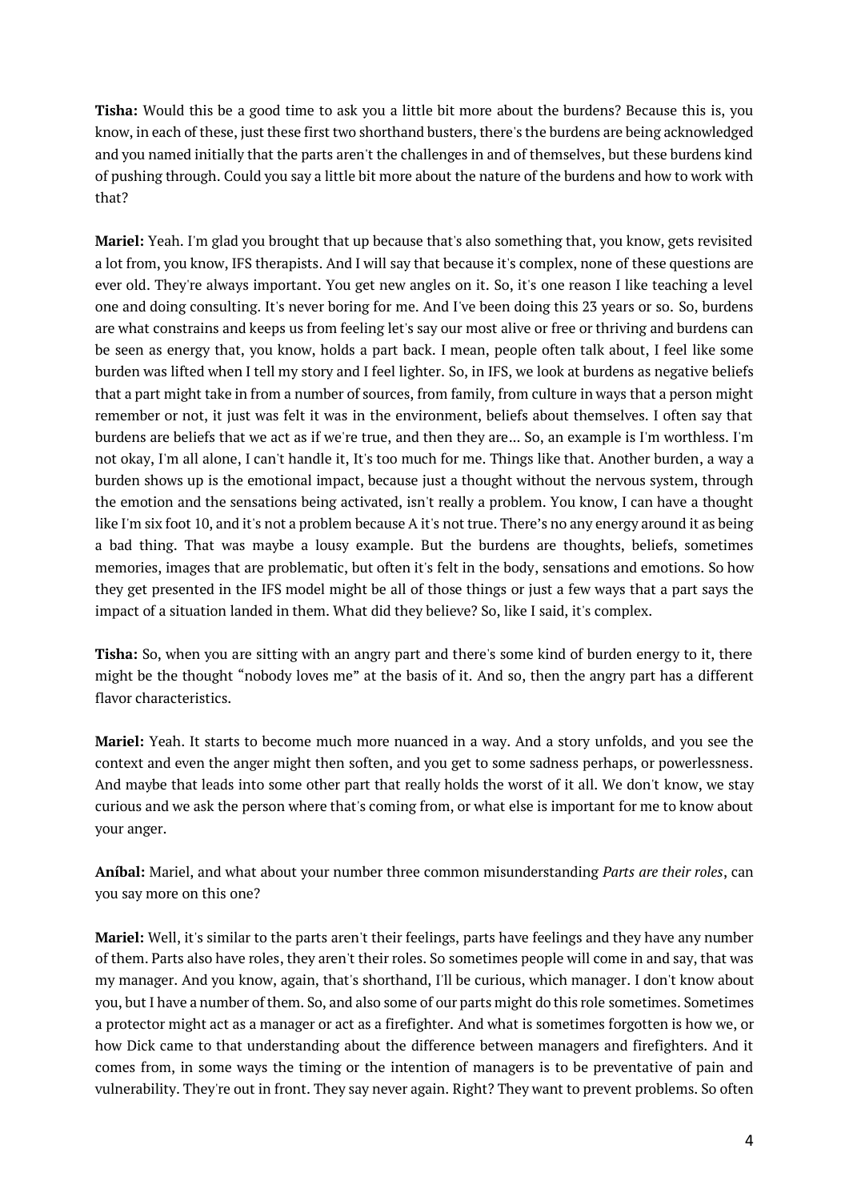**Tisha:** Would this be a good time to ask you a little bit more about the burdens? Because this is, you know, in each of these, just these first two shorthand busters, there's the burdens are being acknowledged and you named initially that the parts aren't the challenges in and of themselves, but these burdens kind of pushing through. Could you say a little bit more about the nature of the burdens and how to work with that?

**Mariel:** Yeah. I'm glad you brought that up because that's also something that, you know, gets revisited a lot from, you know, IFS therapists. And I will say that because it's complex, none of these questions are ever old. They're always important. You get new angles on it. So, it's one reason I like teaching a level one and doing consulting. It's never boring for me. And I've been doing this 23 years or so. So, burdens are what constrains and keeps us from feeling let's say our most alive or free or thriving and burdens can be seen as energy that, you know, holds a part back. I mean, people often talk about, I feel like some burden was lifted when I tell my story and I feel lighter. So, in IFS, we look at burdens as negative beliefs that a part might take in from a number of sources, from family, from culture in ways that a person might remember or not, it just was felt it was in the environment, beliefs about themselves. I often say that burdens are beliefs that we act as if we're true, and then they are... So, an example is I'm worthless. I'm not okay, I'm all alone, I can't handle it, It's too much for me. Things like that. Another burden, a way a burden shows up is the emotional impact, because just a thought without the nervous system, through the emotion and the sensations being activated, isn't really a problem. You know, I can have a thought like I'm six foot 10, and it's not a problem because A it's not true. There's no any energy around it as being a bad thing. That was maybe a lousy example. But the burdens are thoughts, beliefs, sometimes memories, images that are problematic, but often it's felt in the body, sensations and emotions. So how they get presented in the IFS model might be all of those things or just a few ways that a part says the impact of a situation landed in them. What did they believe? So, like I said, it's complex.

**Tisha:** So, when you are sitting with an angry part and there's some kind of burden energy to it, there might be the thought "nobody loves me" at the basis of it. And so, then the angry part has a different flavor characteristics.

**Mariel:** Yeah. It starts to become much more nuanced in a way. And a story unfolds, and you see the context and even the anger might then soften, and you get to some sadness perhaps, or powerlessness. And maybe that leads into some other part that really holds the worst of it all. We don't know, we stay curious and we ask the person where that's coming from, or what else is important for me to know about your anger.

**Aníbal:** Mariel, and what about your number three common misunderstanding *Parts are their roles*, can you say more on this one?

**Mariel:** Well, it's similar to the parts aren't their feelings, parts have feelings and they have any number of them. Parts also have roles, they aren't their roles. So sometimes people will come in and say, that was my manager. And you know, again, that's shorthand, I'll be curious, which manager. I don't know about you, but I have a number of them. So, and also some of our parts might do this role sometimes. Sometimes a protector might act as a manager or act as a firefighter. And what is sometimes forgotten is how we, or how Dick came to that understanding about the difference between managers and firefighters. And it comes from, in some ways the timing or the intention of managers is to be preventative of pain and vulnerability. They're out in front. They say never again. Right? They want to prevent problems. So often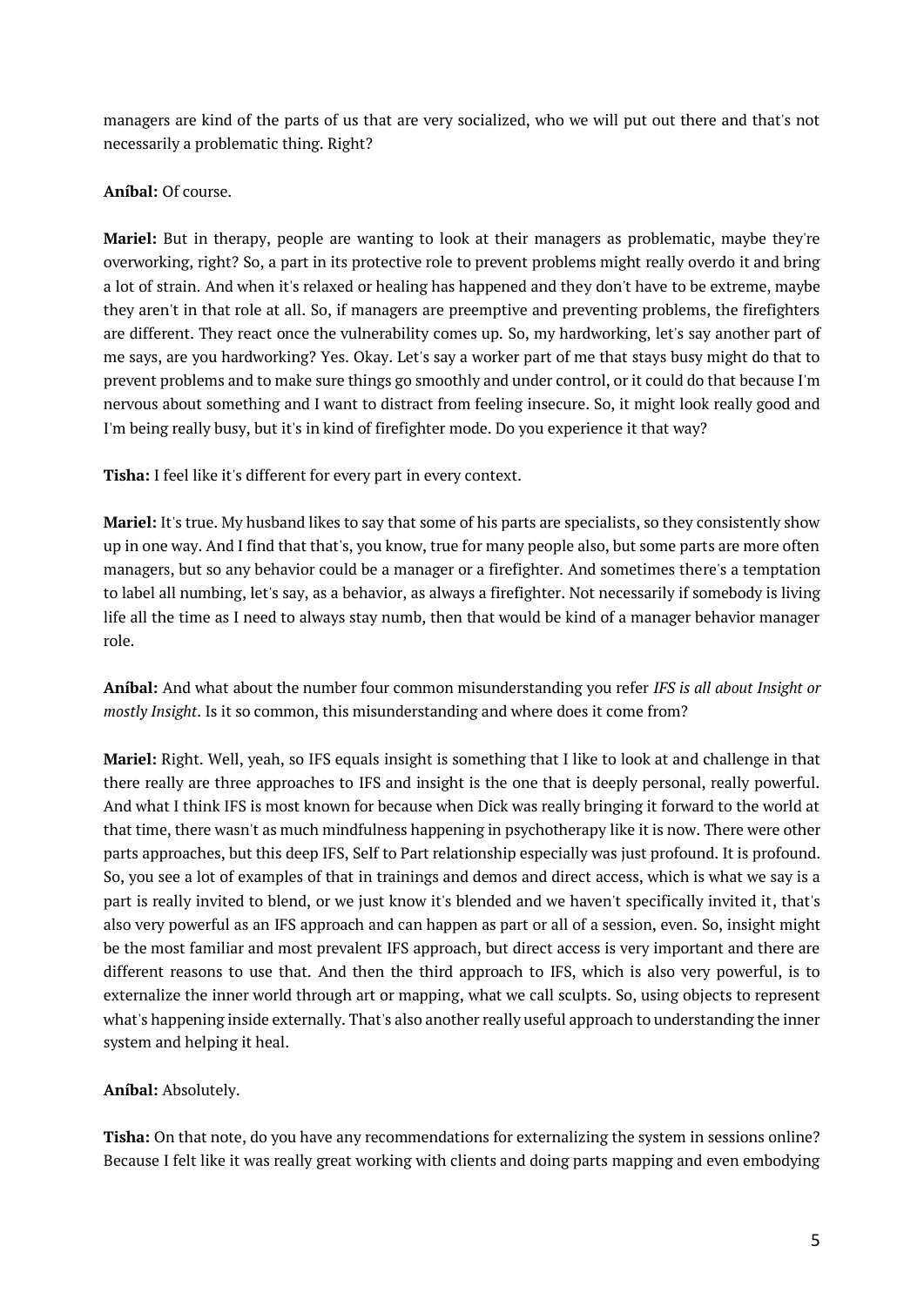managers are kind of the parts of us that are very socialized, who we will put out there and that's not necessarily a problematic thing. Right?

**Aníbal:** Of course.

**Mariel:** But in therapy, people are wanting to look at their managers as problematic, maybe they're overworking, right? So, a part in its protective role to prevent problems might really overdo it and bring a lot of strain. And when it's relaxed or healing has happened and they don't have to be extreme, maybe they aren't in that role at all. So, if managers are preemptive and preventing problems, the firefighters are different. They react once the vulnerability comes up. So, my hardworking, let's say another part of me says, are you hardworking? Yes. Okay. Let's say a worker part of me that stays busy might do that to prevent problems and to make sure things go smoothly and under control, or it could do that because I'm nervous about something and I want to distract from feeling insecure. So, it might look really good and I'm being really busy, but it's in kind of firefighter mode. Do you experience it that way?

**Tisha:** I feel like it's different for every part in every context.

**Mariel:** It's true. My husband likes to say that some of his parts are specialists, so they consistently show up in one way. And I find that that's, you know, true for many people also, but some parts are more often managers, but so any behavior could be a manager or a firefighter. And sometimes there's a temptation to label all numbing, let's say, as a behavior, as always a firefighter. Not necessarily if somebody is living life all the time as I need to always stay numb, then that would be kind of a manager behavior manager role.

**Aníbal:** And what about the number four common misunderstanding you refer *IFS is all about Insight or mostly Insight*. Is it so common, this misunderstanding and where does it come from?

**Mariel:** Right. Well, yeah, so IFS equals insight is something that I like to look at and challenge in that there really are three approaches to IFS and insight is the one that is deeply personal, really powerful. And what I think IFS is most known for because when Dick was really bringing it forward to the world at that time, there wasn't as much mindfulness happening in psychotherapy like it is now. There were other parts approaches, but this deep IFS, Self to Part relationship especially was just profound. It is profound. So, you see a lot of examples of that in trainings and demos and direct access, which is what we say is a part is really invited to blend, or we just know it's blended and we haven't specifically invited it, that's also very powerful as an IFS approach and can happen as part or all of a session, even. So, insight might be the most familiar and most prevalent IFS approach, but direct access is very important and there are different reasons to use that. And then the third approach to IFS, which is also very powerful, is to externalize the inner world through art or mapping, what we call sculpts. So, using objects to represent what's happening inside externally. That's also another really useful approach to understanding the inner system and helping it heal.

**Aníbal:** Absolutely.

**Tisha:** On that note, do you have any recommendations for externalizing the system in sessions online? Because I felt like it was really great working with clients and doing parts mapping and even embodying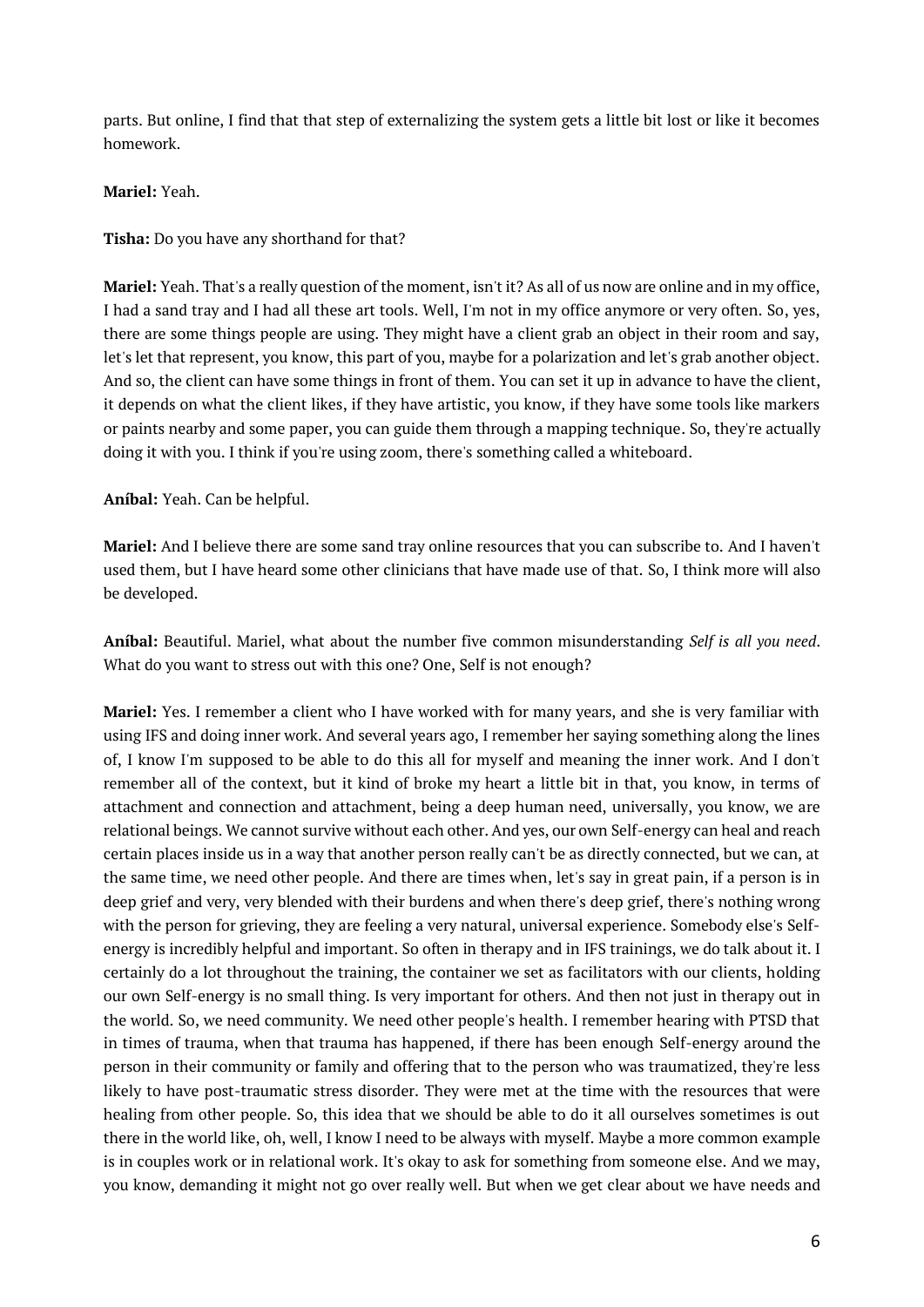parts. But online, I find that that step of externalizing the system gets a little bit lost or like it becomes homework.

**Mariel:** Yeah.

**Tisha:** Do you have any shorthand for that?

**Mariel:** Yeah. That's a really question of the moment, isn't it? As all of us now are online and in my office, I had a sand tray and I had all these art tools. Well, I'm not in my office anymore or very often. So, yes, there are some things people are using. They might have a client grab an object in their room and say, let's let that represent, you know, this part of you, maybe for a polarization and let's grab another object. And so, the client can have some things in front of them. You can set it up in advance to have the client, it depends on what the client likes, if they have artistic, you know, if they have some tools like markers or paints nearby and some paper, you can guide them through a mapping technique. So, they're actually doing it with you. I think if you're using zoom, there's something called a whiteboard.

**Aníbal:** Yeah. Can be helpful.

**Mariel:** And I believe there are some sand tray online resources that you can subscribe to. And I haven't used them, but I have heard some other clinicians that have made use of that. So, I think more will also be developed.

**Aníbal:** Beautiful. Mariel, what about the number five common misunderstanding *Self is all you need*. What do you want to stress out with this one? One, Self is not enough?

**Mariel:** Yes. I remember a client who I have worked with for many years, and she is very familiar with using IFS and doing inner work. And several years ago, I remember her saying something along the lines of, I know I'm supposed to be able to do this all for myself and meaning the inner work. And I don't remember all of the context, but it kind of broke my heart a little bit in that, you know, in terms of attachment and connection and attachment, being a deep human need, universally, you know, we are relational beings. We cannot survive without each other. And yes, our own Self-energy can heal and reach certain places inside us in a way that another person really can't be as directly connected, but we can, at the same time, we need other people. And there are times when, let's say in great pain, if a person is in deep grief and very, very blended with their burdens and when there's deep grief, there's nothing wrong with the person for grieving, they are feeling a very natural, universal experience. Somebody else's Self-energy is incredibly helpful and important. So often in therapy and in IFS trainings, we do talk about it. I certainly do a lot throughout the training, the container we set as facilitators with our clients, holding our own Self-energy is no small thing. Is very important for others. And then not just in therapy out in the world. So, we need community. We need other people's health. I remember hearing with PTSD that in times of trauma, when that trauma has happened, if there has been enough Self-energy around the person in their community or family and offering that to the person who was traumatized, they're less likely to have post-traumatic stress disorder. They were met at the time with the resources that were healing from other people. So, this idea that we should be able to do it all ourselves sometimes is out there in the world like, oh, well, I know I need to be always with myself. Maybe a more common example is in couples work or in relational work. It's okay to ask for something from someone else. And we may, you know, demanding it might not go over really well. But when we get clear about we have needs and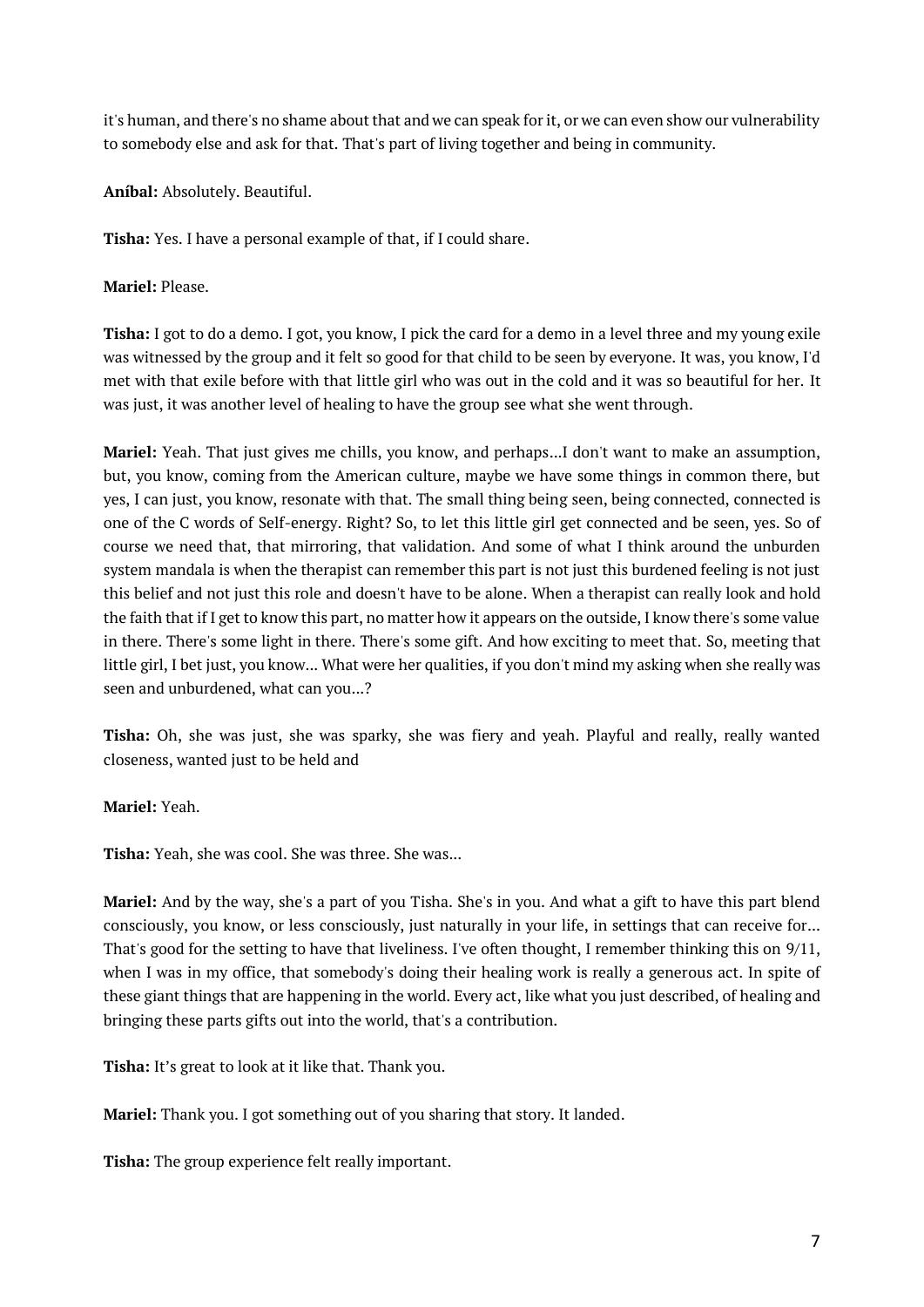it's human, and there's no shame about that and we can speak for it, or we can even show our vulnerability to somebody else and ask for that. That's part of living together and being in community.

**Aníbal:** Absolutely. Beautiful.

**Tisha:** Yes. I have a personal example of that, if I could share.

**Mariel:** Please.

**Tisha:** I got to do a demo. I got, you know, I pick the card for a demo in a level three and my young exile was witnessed by the group and it felt so good for that child to be seen by everyone. It was, you know, I'd met with that exile before with that little girl who was out in the cold and it was so beautiful for her. It was just, it was another level of healing to have the group see what she went through.

**Mariel:** Yeah. That just gives me chills, you know, and perhaps...I don't want to make an assumption, but, you know, coming from the American culture, maybe we have some things in common there, but yes, I can just, you know, resonate with that. The small thing being seen, being connected, connected is one of the C words of Self-energy. Right? So, to let this little girl get connected and be seen, yes. So of course we need that, that mirroring, that validation. And some of what I think around the unburden system mandala is when the therapist can remember this part is not just this burdened feeling is not just this belief and not just this role and doesn't have to be alone. When a therapist can really look and hold the faith that if I get to know this part, no matter how it appears on the outside, I know there's some value in there. There's some light in there. There's some gift. And how exciting to meet that. So, meeting that little girl, I bet just, you know... What were her qualities, if you don't mind my asking when she really was seen and unburdened, what can you...?

**Tisha:** Oh, she was just, she was sparky, she was fiery and yeah. Playful and really, really wanted closeness, wanted just to be held and

**Mariel:** Yeah.

**Tisha:** Yeah, she was cool. She was three. She was...

**Mariel:** And by the way, she's a part of you Tisha. She's in you. And what a gift to have this part blend consciously, you know, or less consciously, just naturally in your life, in settings that can receive for... That's good for the setting to have that liveliness. I've often thought, I remember thinking this on 9/11, when I was in my office, that somebody's doing their healing work is really a generous act. In spite of these giant things that are happening in the world. Every act, like what you just described, of healing and bringing these parts gifts out into the world, that's a contribution.

**Tisha:** It's great to look at it like that. Thank you.

**Mariel:** Thank you. I got something out of you sharing that story. It landed.

**Tisha:** The group experience felt really important.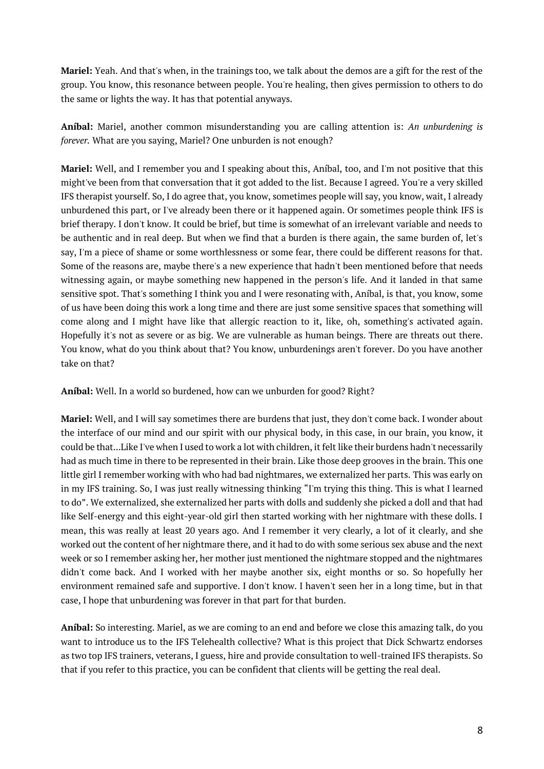**Mariel:** Yeah. And that's when, in the trainings too, we talk about the demos are a gift for the rest of the group. You know, this resonance between people. You're healing, then gives permission to others to do the same or lights the way. It has that potential anyways.

**Aníbal:** Mariel, another common misunderstanding you are calling attention is: *An unburdening is forever.* What are you saying, Mariel? One unburden is not enough?

**Mariel:** Well, and I remember you and I speaking about this, Aníbal, too, and I'm not positive that this might've been from that conversation that it got added to the list. Because I agreed. You're a very skilled IFS therapist yourself. So, I do agree that, you know, sometimes people will say, you know, wait, I already unburdened this part, or I've already been there or it happened again. Or sometimes people think IFS is brief therapy. I don't know. It could be brief, but time is somewhat of an irrelevant variable and needs to be authentic and in real deep. But when we find that a burden is there again, the same burden of, let's say, I'm a piece of shame or some worthlessness or some fear, there could be different reasons for that. Some of the reasons are, maybe there's a new experience that hadn't been mentioned before that needs witnessing again, or maybe something new happened in the person's life. And it landed in that same sensitive spot. That's something I think you and I were resonating with, Aníbal, is that, you know, some of us have been doing this work a long time and there are just some sensitive spaces that something will come along and I might have like that allergic reaction to it, like, oh, something's activated again. Hopefully it's not as severe or as big. We are vulnerable as human beings. There are threats out there. You know, what do you think about that? You know, unburdenings aren't forever. Do you have another take on that?

**Aníbal:** Well. In a world so burdened, how can we unburden for good? Right?

**Mariel:** Well, and I will say sometimes there are burdens that just, they don't come back. I wonder about the interface of our mind and our spirit with our physical body, in this case, in our brain, you know, it could be that...Like I've when I used to work a lot with children, it felt like their burdens hadn't necessarily had as much time in there to be represented in their brain. Like those deep grooves in the brain. This one little girl I remember working with who had bad nightmares, we externalized her parts. This was early on in my IFS training. So, I was just really witnessing thinking "I'm trying this thing. This is what I learned to do". We externalized, she externalized her parts with dolls and suddenly she picked a doll and that had like Self-energy and this eight-year-old girl then started working with her nightmare with these dolls. I mean, this was really at least 20 years ago. And I remember it very clearly, a lot of it clearly, and she worked out the content of her nightmare there, and it had to do with some serious sex abuse and the next week or so I remember asking her, her mother just mentioned the nightmare stopped and the nightmares didn't come back. And I worked with her maybe another six, eight months or so. So hopefully her environment remained safe and supportive. I don't know. I haven't seen her in a long time, but in that case, I hope that unburdening was forever in that part for that burden.

**Aníbal:** So interesting. Mariel, as we are coming to an end and before we close this amazing talk, do you want to introduce us to the IFS Telehealth collective? What is this project that Dick Schwartz endorses as two top IFS trainers, veterans, I guess, hire and provide consultation to well-trained IFS therapists. So that if you refer to this practice, you can be confident that clients will be getting the real deal.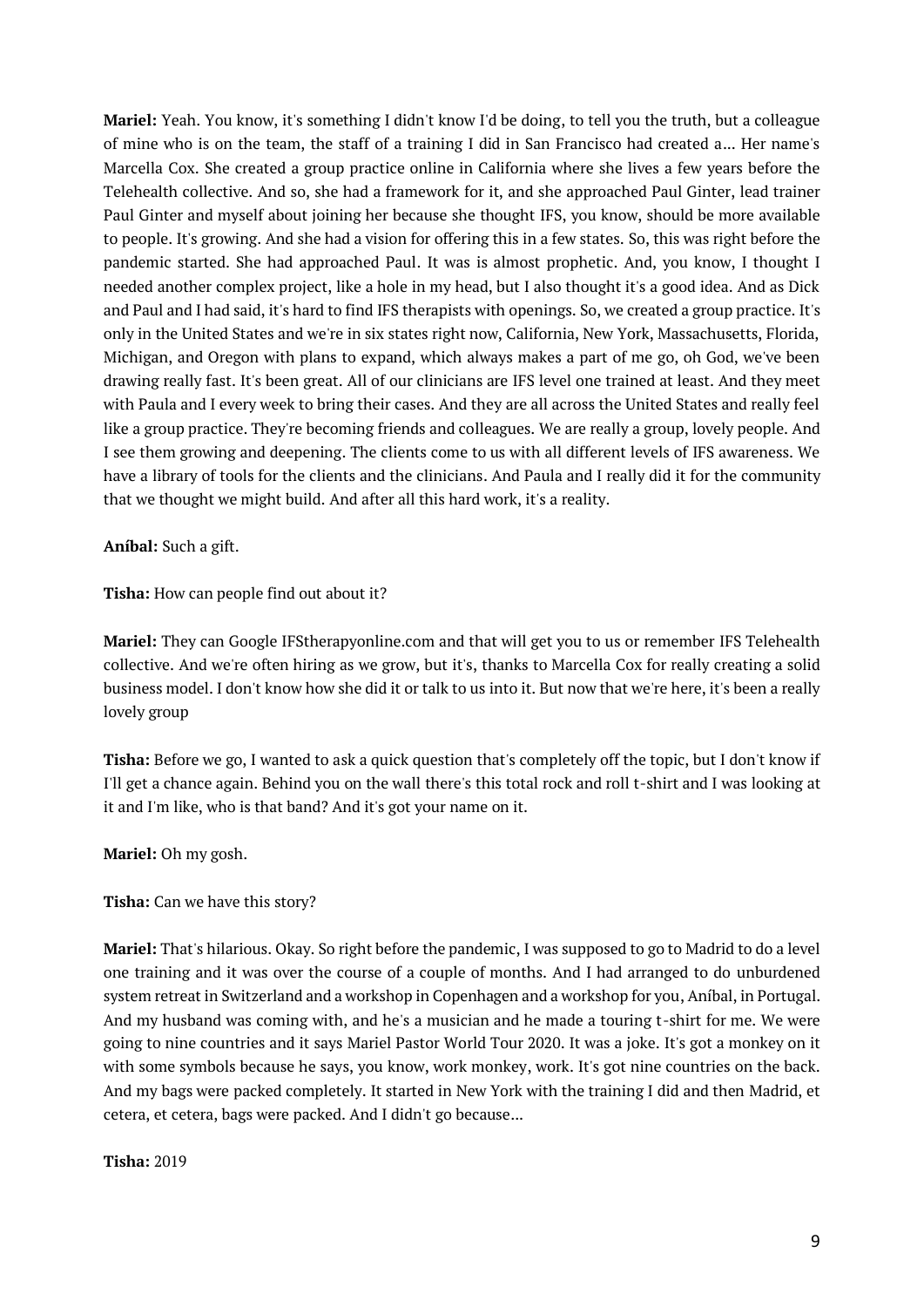**Mariel:** Yeah. You know, it's something I didn't know I'd be doing, to tell you the truth, but a colleague of mine who is on the team, the staff of a training I did in San Francisco had created a... Her name's Marcella Cox. She created a group practice online in California where she lives a few years before the Telehealth collective. And so, she had a framework for it, and she approached Paul Ginter, lead trainer Paul Ginter and myself about joining her because she thought IFS, you know, should be more available to people. It's growing. And she had a vision for offering this in a few states. So, this was right before the pandemic started. She had approached Paul. It was is almost prophetic. And, you know, I thought I needed another complex project, like a hole in my head, but I also thought it's a good idea. And as Dick and Paul and I had said, it's hard to find IFS therapists with openings. So, we created a group practice. It's only in the United States and we're in six states right now, California, New York, Massachusetts, Florida, Michigan, and Oregon with plans to expand, which always makes a part of me go, oh God, we've been drawing really fast. It's been great. All of our clinicians are IFS level one trained at least. And they meet with Paula and I every week to bring their cases. And they are all across the United States and really feel like a group practice. They're becoming friends and colleagues. We are really a group, lovely people. And I see them growing and deepening. The clients come to us with all different levels of IFS awareness. We have a library of tools for the clients and the clinicians. And Paula and I really did it for the community that we thought we might build. And after all this hard work, it's a reality.

**Aníbal:** Such a gift.

**Tisha:** How can people find out about it?

**Mariel:** They can Google IFStherapyonline.com and that will get you to us or remember IFS Telehealth collective. And we're often hiring as we grow, but it's, thanks to Marcella Cox for really creating a solid business model. I don't know how she did it or talk to us into it. But now that we're here, it's been a really lovely group

**Tisha:** Before we go, I wanted to ask a quick question that's completely off the topic, but I don't know if I'll get a chance again. Behind you on the wall there's this total rock and roll t-shirt and I was looking at it and I'm like, who is that band? And it's got your name on it.

**Mariel:** Oh my gosh.

**Tisha:** Can we have this story?

**Mariel:** That's hilarious. Okay. So right before the pandemic, I was supposed to go to Madrid to do a level one training and it was over the course of a couple of months. And I had arranged to do unburdened system retreat in Switzerland and a workshop in Copenhagen and a workshop for you, Aníbal, in Portugal. And my husband was coming with, and he's a musician and he made a touring t-shirt for me. We were going to nine countries and it says Mariel Pastor World Tour 2020. It was a joke. It's got a monkey on it with some symbols because he says, you know, work monkey, work. It's got nine countries on the back. And my bags were packed completely. It started in New York with the training I did and then Madrid, et cetera, et cetera, bags were packed. And I didn't go because...

**Tisha:** 2019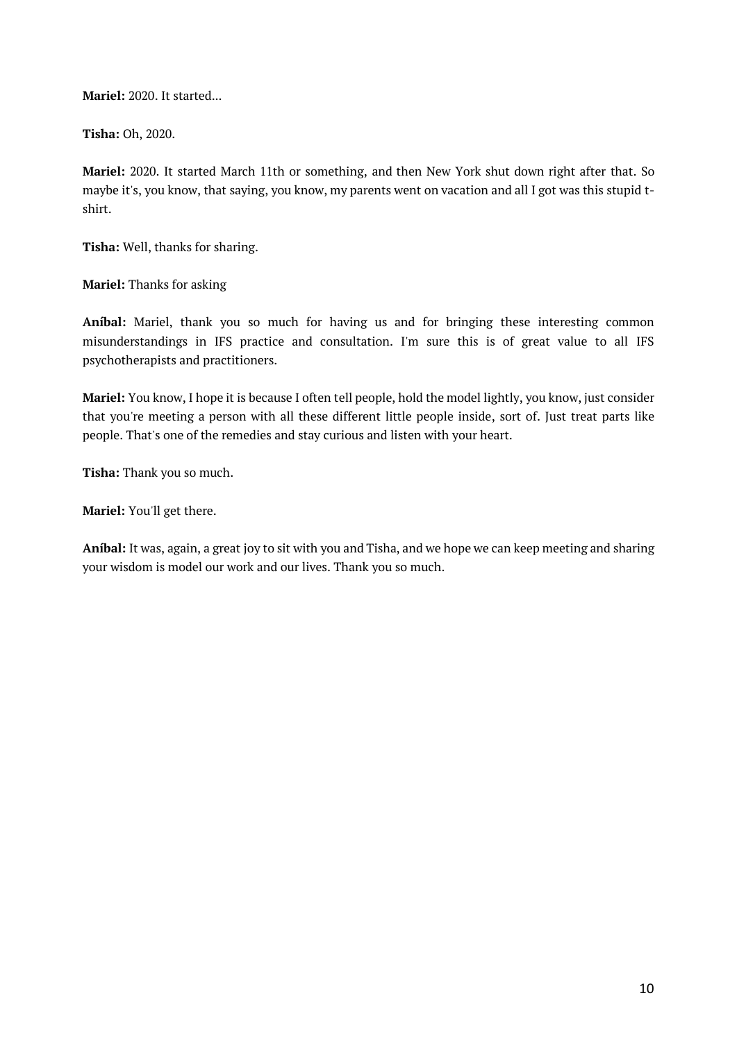**Mariel:** 2020. It started...

**Tisha:** Oh, 2020.

**Mariel:** 2020. It started March 11th or something, and then New York shut down right after that. So maybe it's, you know, that saying, you know, my parents went on vacation and all I got was this stupid t-shirt.

**Tisha:** Well, thanks for sharing.

**Mariel:** Thanks for asking

**Aníbal:** Mariel, thank you so much for having us and for bringing these interesting common misunderstandings in IFS practice and consultation. I'm sure this is of great value to all IFS psychotherapists and practitioners.

**Mariel:** You know, I hope it is because I often tell people, hold the model lightly, you know, just consider that you're meeting a person with all these different little people inside, sort of. Just treat parts like people. That's one of the remedies and stay curious and listen with your heart.

**Tisha:** Thank you so much.

**Mariel:** You'll get there.

**Aníbal:** It was, again, a great joy to sit with you and Tisha, and we hope we can keep meeting and sharing your wisdom is model our work and our lives. Thank you so much.